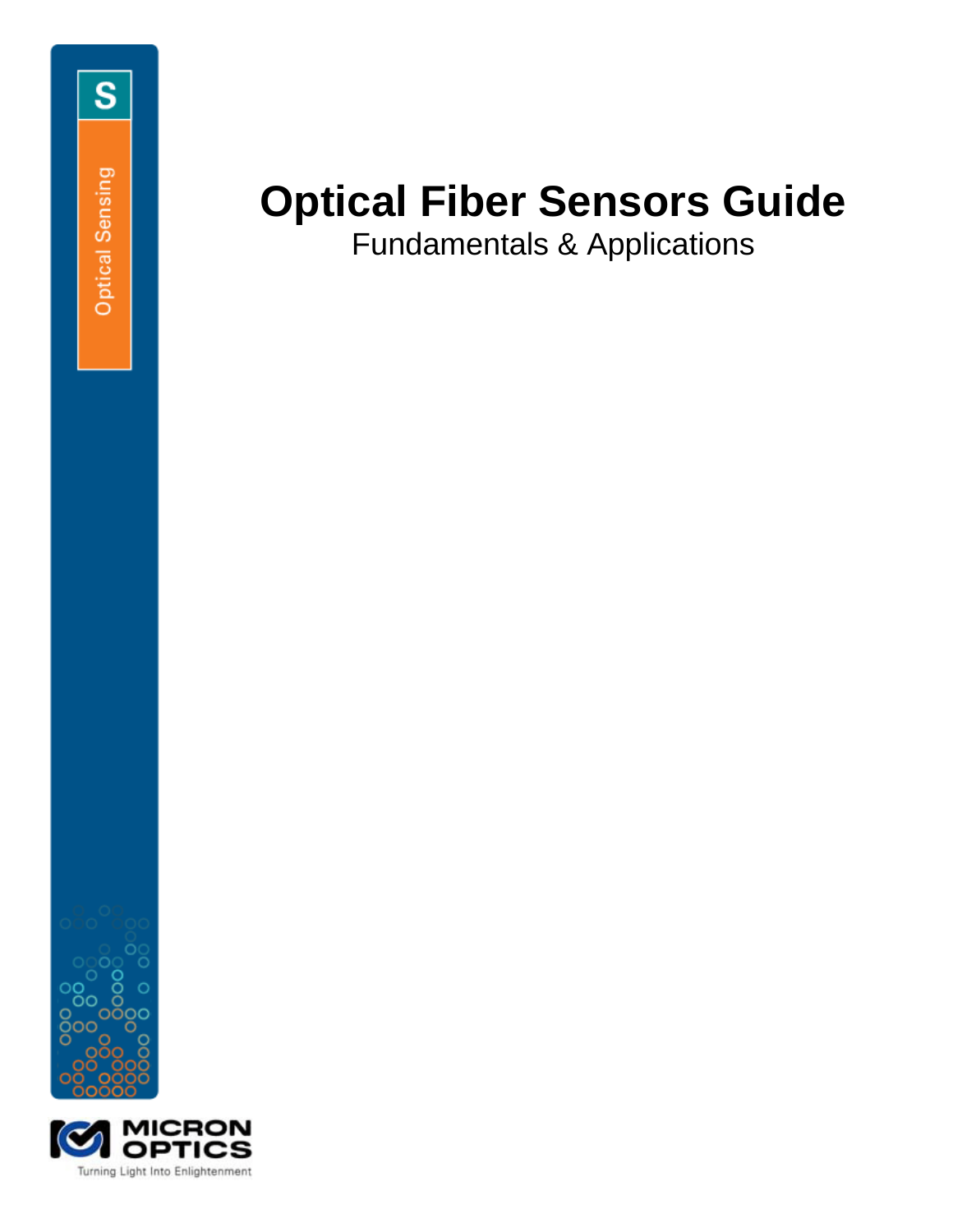# Optical Fiber Sensors Guide

Fundamentals & Applications

S

Optical Sensing

MICRON OPTICS

Turning Light Into Enlightenment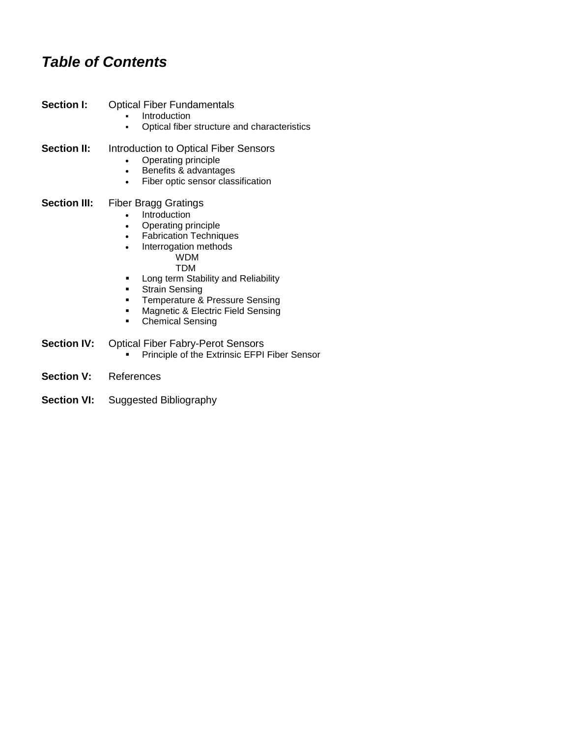## *Table of Contents*

**Section I:** Optical Fiber Fundamentals

- Introduction
- Optical fiber structure and characteristics

**Section II:** Introduction to Optical Fiber Sensors

- Operating principle
- Benefits & advantages
- Fiber optic sensor classification

**Section III:** Fiber Bragg Gratings

- Introduction
- Operating principle
- Fabrication Techniques
- Interrogation methods
    - WDM
    - TDM
- Long term Stability and Reliability
- Strain Sensing
- Temperature & Pressure Sensing
- Magnetic & Electric Field Sensing
- Chemical Sensing

**Section IV:** Optical Fiber Fabry-Perot Sensors

- Principle of the Extrinsic EFPI Fiber Sensor

**Section V:** References

**Section VI:** Suggested Bibliography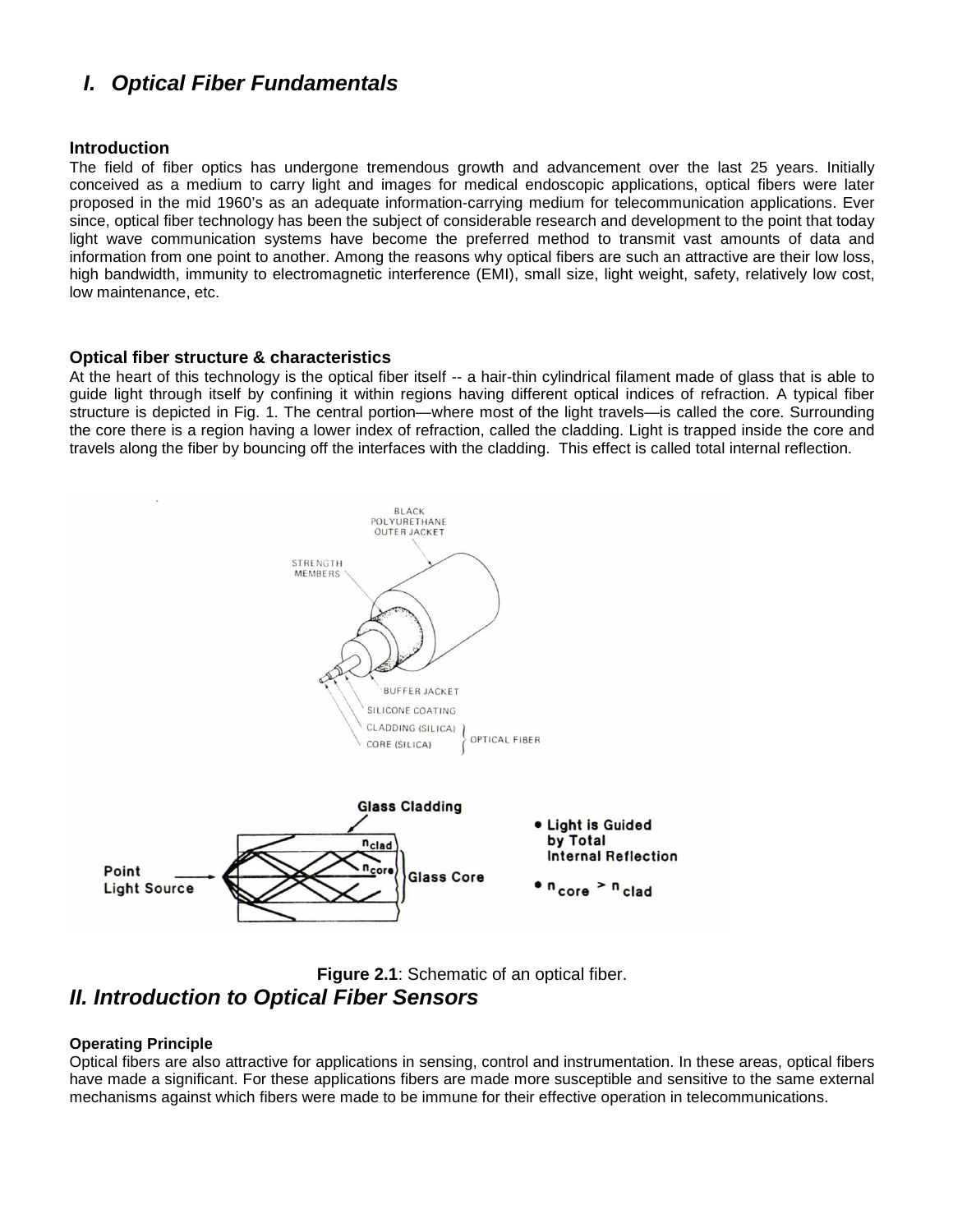# *I. Optical Fiber Fundamentals*

### Introduction

The field of fiber optics has undergone tremendous growth and advancement over the last 25 years. Initially conceived as a medium to carry light and images for medical endoscopic applications, optical fibers were later proposed in the mid 1960's as an adequate information-carrying medium for telecommunication applications. Ever since, optical fiber technology has been the subject of considerable research and development to the point that today light wave communication systems have become the preferred method to transmit vast amounts of data and information from one point to another. Among the reasons why optical fibers are such an attractive are their low loss, high bandwidth, immunity to electromagnetic interference (EMI), small size, light weight, safety, relatively low cost, low maintenance, etc.

### Optical fiber structure & characteristics

At the heart of this technology is the optical fiber itself -- a hair-thin cylindrical filament made of glass that is able to guide light through itself by confining it within regions having different optical indices of refraction. A typical fiber structure is depicted in Fig. 1. The central portion—where most of the light travels—is called the core. Surrounding the core there is a region having a lower index of refraction, called the cladding. Light is trapped inside the core and travels along the fiber by bouncing off the interfaces with the cladding. This effect is called total internal reflection.

**Figure 2.1**: Schematic of an optical fiber.

# *II. Introduction to Optical Fiber Sensors*

### Operating Principle

Optical fibers are also attractive for applications in sensing, control and instrumentation. In these areas, optical fibers have made a significant. For these applications fibers are made more susceptible and sensitive to the same external mechanisms against which fibers were made to be immune for their effective operation in telecommunications.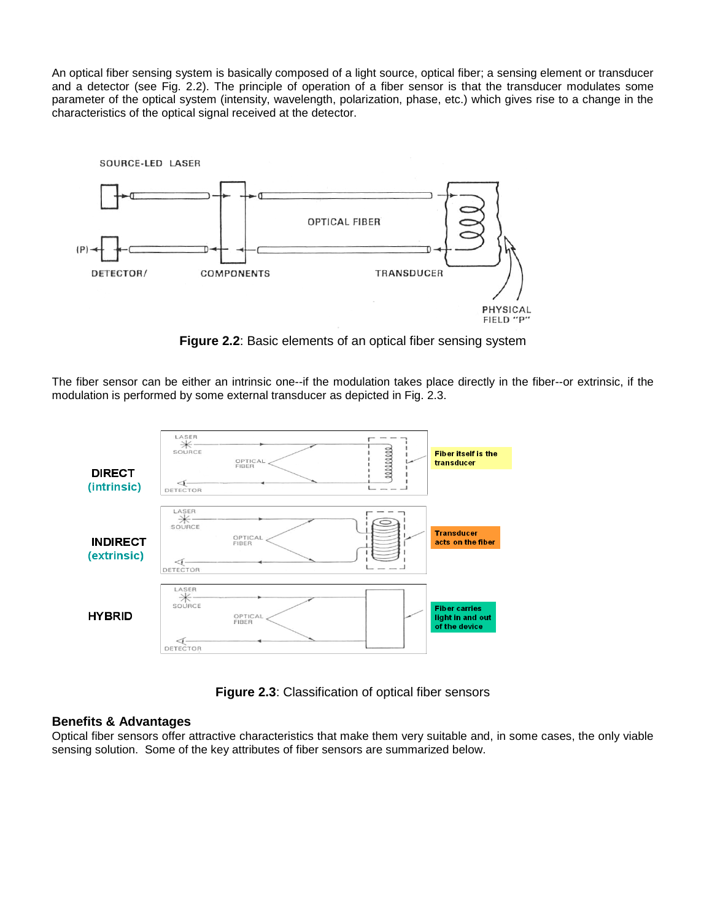An optical fiber sensing system is basically composed of a light source, optical fiber; a sensing element or transducer and a detector (see Fig. 2.2). The principle of operation of a fiber sensor is that the transducer modulates some parameter of the optical system (intensity, wavelength, polarization, phase, etc.) which gives rise to a change in the characteristics of the optical signal received at the detector.

**Figure 2.2**: Basic elements of an optical fiber sensing system

The fiber sensor can be either an intrinsic one--if the modulation takes place directly in the fiber--or extrinsic, if the modulation is performed by some external transducer as depicted in Fig. 2.3.

**Figure 2.3**: Classification of optical fiber sensors

### Benefits & Advantages

Optical fiber sensors offer attractive characteristics that make them very suitable and, in some cases, the only viable sensing solution. Some of the key attributes of fiber sensors are summarized below.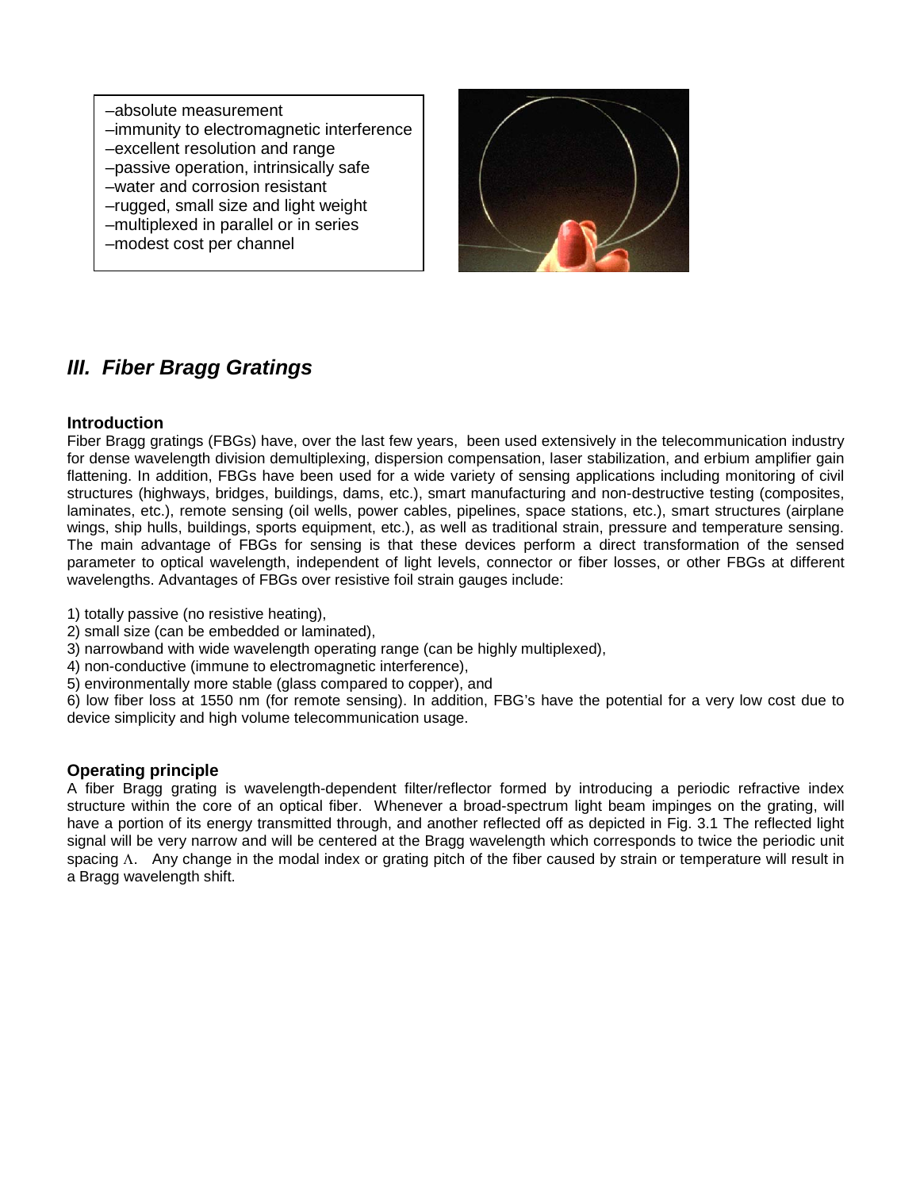–absolute measurement
–immunity to electromagnetic interference
–excellent resolution and range
–passive operation, intrinsically safe
–water and corrosion resistant
–rugged, small size and light weight
–multiplexed in parallel or in series
–modest cost per channel

## *III. Fiber Bragg Gratings*

### Introduction

Fiber Bragg gratings (FBGs) have, over the last few years, been used extensively in the telecommunication industry for dense wavelength division demultiplexing, dispersion compensation, laser stabilization, and erbium amplifier gain flattening. In addition, FBGs have been used for a wide variety of sensing applications including monitoring of civil structures (highways, bridges, buildings, dams, etc.), smart manufacturing and non-destructive testing (composites, laminates, etc.), remote sensing (oil wells, power cables, pipelines, space stations, etc.), smart structures (airplane wings, ship hulls, buildings, sports equipment, etc.), as well as traditional strain, pressure and temperature sensing. The main advantage of FBGs for sensing is that these devices perform a direct transformation of the sensed parameter to optical wavelength, independent of light levels, connector or fiber losses, or other FBGs at different wavelengths. Advantages of FBGs over resistive foil strain gauges include:

1) totally passive (no resistive heating),
2) small size (can be embedded or laminated),
3) narrowband with wide wavelength operating range (can be highly multiplexed),
4) non-conductive (immune to electromagnetic interference),
5) environmentally more stable (glass compared to copper), and
6) low fiber loss at 1550 nm (for remote sensing). In addition, FBG's have the potential for a very low cost due to device simplicity and high volume telecommunication usage.

### Operating principle

A fiber Bragg grating is wavelength-dependent filter/reflector formed by introducing a periodic refractive index structure within the core of an optical fiber. Whenever a broad-spectrum light beam impinges on the grating, will have a portion of its energy transmitted through, and another reflected off as depicted in Fig. 3.1 The reflected light signal will be very narrow and will be centered at the Bragg wavelength which corresponds to twice the periodic unit spacing $\Lambda$. Any change in the modal index or grating pitch of the fiber caused by strain or temperature will result in a Bragg wavelength shift.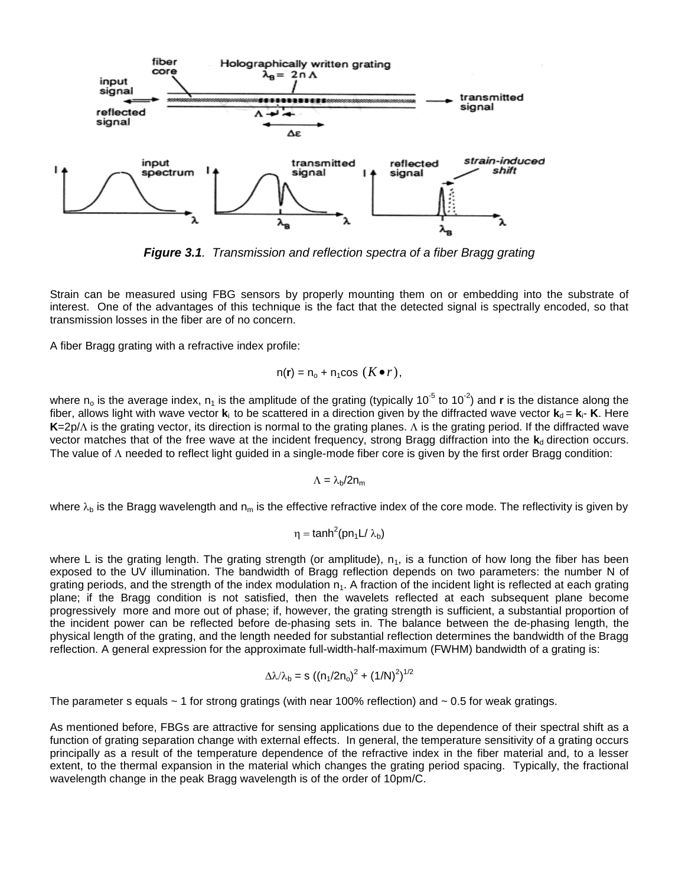*Figure 3.1. Transmission and reflection spectra of a fiber Bragg grating*

Strain can be measured using FBG sensors by properly mounting them on or embedding into the substrate of interest. One of the advantages of this technique is the fact that the detected signal is spectrally encoded, so that transmission losses in the fiber are of no concern.

A fiber Bragg grating with a refractive index profile:

$$n(\mathbf{r}) = n_o + n_1 \cos\,(K \bullet r),$$

where $n_o$ is the average index, $n_1$ is the amplitude of the grating (typically $10^{-5}$ to $10^{-2}$) and **r** is the distance along the fiber, allows light with wave vector $\mathbf{k}_i$ to be scattered in a direction given by the diffracted wave vector $\mathbf{k}_d = \mathbf{k}_i - \mathbf{K}$. Here $\mathbf{K}=2p/\Lambda$ is the grating vector, its direction is normal to the grating planes. $\Lambda$ is the grating period. If the diffracted wave vector matches that of the free wave at the incident frequency, strong Bragg diffraction into the $\mathbf{k}_d$ direction occurs. The value of $\Lambda$ needed to reflect light guided in a single-mode fiber core is given by the first order Bragg condition:

$$\Lambda = \lambda_b/2n_m$$

where $\lambda_b$ is the Bragg wavelength and $n_m$ is the effective refractive index of the core mode. The reflectivity is given by

$$\eta = \tanh^2(pn_1L/\,\lambda_b)$$

where L is the grating length. The grating strength (or amplitude), $n_1$, is a function of how long the fiber has been exposed to the UV illumination. The bandwidth of Bragg reflection depends on two parameters: the number N of grating periods, and the strength of the index modulation $n_1$. A fraction of the incident light is reflected at each grating plane; if the Bragg condition is not satisfied, then the wavelets reflected at each subsequent plane become progressively more and more out of phase; if, however, the grating strength is sufficient, a substantial proportion of the incident power can be reflected before de-phasing sets in. The balance between the de-phasing length, the physical length of the grating, and the length needed for substantial reflection determines the bandwidth of the Bragg reflection. A general expression for the approximate full-width-half-maximum (FWHM) bandwidth of a grating is:

$$\Delta\lambda/\lambda_b = s\,((n_1/2n_o)^2 + (1/N)^2)^{1/2}$$

The parameter s equals ~ 1 for strong gratings (with near 100% reflection) and ~ 0.5 for weak gratings.

As mentioned before, FBGs are attractive for sensing applications due to the dependence of their spectral shift as a function of grating separation change with external effects. In general, the temperature sensitivity of a grating occurs principally as a result of the temperature dependence of the refractive index in the fiber material and, to a lesser extent, to the thermal expansion in the material which changes the grating period spacing. Typically, the fractional wavelength change in the peak Bragg wavelength is of the order of 10pm/C.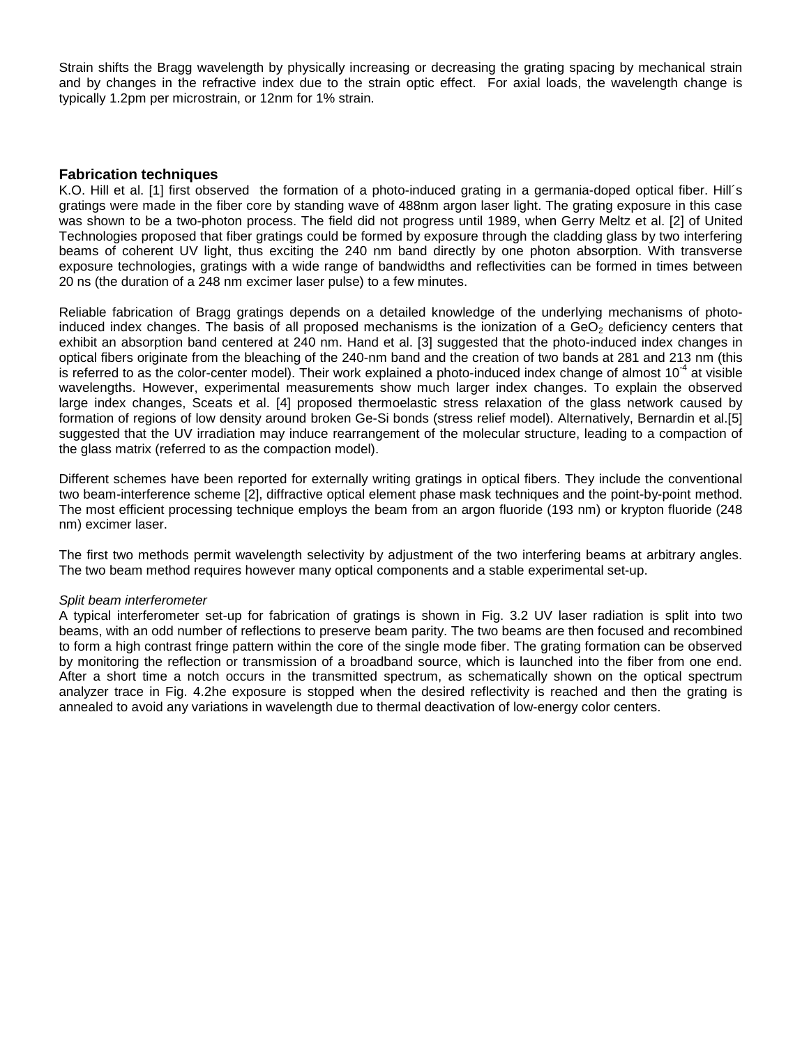Strain shifts the Bragg wavelength by physically increasing or decreasing the grating spacing by mechanical strain and by changes in the refractive index due to the strain optic effect. For axial loads, the wavelength change is typically 1.2pm per microstrain, or 12nm for 1% strain.

## Fabrication techniques

K.O. Hill et al. [1] first observed the formation of a photo-induced grating in a germania-doped optical fiber. Hill´s gratings were made in the fiber core by standing wave of 488nm argon laser light. The grating exposure in this case was shown to be a two-photon process. The field did not progress until 1989, when Gerry Meltz et al. [2] of United Technologies proposed that fiber gratings could be formed by exposure through the cladding glass by two interfering beams of coherent UV light, thus exciting the 240 nm band directly by one photon absorption. With transverse exposure technologies, gratings with a wide range of bandwidths and reflectivities can be formed in times between 20 ns (the duration of a 248 nm excimer laser pulse) to a few minutes.

Reliable fabrication of Bragg gratings depends on a detailed knowledge of the underlying mechanisms of photo-induced index changes. The basis of all proposed mechanisms is the ionization of a $GeO_2$ deficiency centers that exhibit an absorption band centered at 240 nm. Hand et al. [3] suggested that the photo-induced index changes in optical fibers originate from the bleaching of the 240-nm band and the creation of two bands at 281 and 213 nm (this is referred to as the color-center model). Their work explained a photo-induced index change of almost $10^{-4}$ at visible wavelengths. However, experimental measurements show much larger index changes. To explain the observed large index changes, Sceats et al. [4] proposed thermoelastic stress relaxation of the glass network caused by formation of regions of low density around broken Ge-Si bonds (stress relief model). Alternatively, Bernardin et al.[5] suggested that the UV irradiation may induce rearrangement of the molecular structure, leading to a compaction of the glass matrix (referred to as the compaction model).

Different schemes have been reported for externally writing gratings in optical fibers. They include the conventional two beam-interference scheme [2], diffractive optical element phase mask techniques and the point-by-point method. The most efficient processing technique employs the beam from an argon fluoride (193 nm) or krypton fluoride (248 nm) excimer laser.

The first two methods permit wavelength selectivity by adjustment of the two interfering beams at arbitrary angles. The two beam method requires however many optical components and a stable experimental set-up.

*Split beam interferometer*

A typical interferometer set-up for fabrication of gratings is shown in Fig. 3.2 UV laser radiation is split into two beams, with an odd number of reflections to preserve beam parity. The two beams are then focused and recombined to form a high contrast fringe pattern within the core of the single mode fiber. The grating formation can be observed by monitoring the reflection or transmission of a broadband source, which is launched into the fiber from one end. After a short time a notch occurs in the transmitted spectrum, as schematically shown on the optical spectrum analyzer trace in Fig. 4.2he exposure is stopped when the desired reflectivity is reached and then the grating is annealed to avoid any variations in wavelength due to thermal deactivation of low-energy color centers.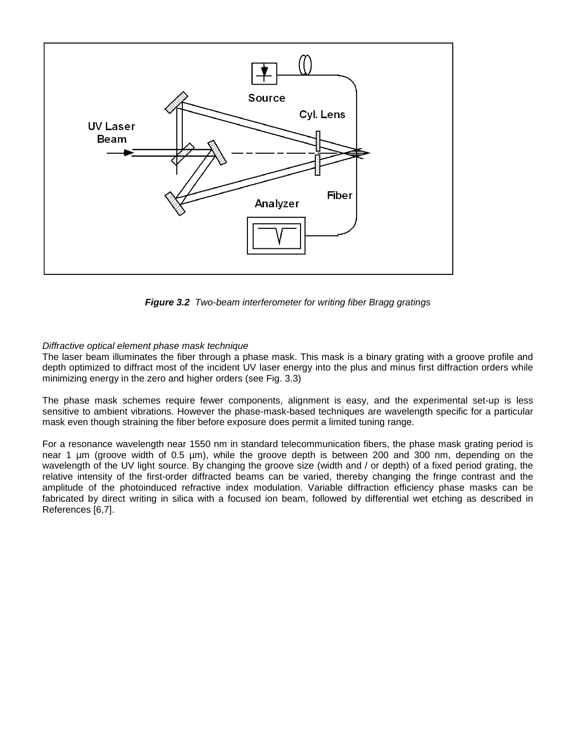***Figure 3.2*** *Two-beam interferometer for writing fiber Bragg gratings*

*Diffractive optical element phase mask technique*

The laser beam illuminates the fiber through a phase mask. This mask is a binary grating with a groove profile and depth optimized to diffract most of the incident UV laser energy into the plus and minus first diffraction orders while minimizing energy in the zero and higher orders (see Fig. 3.3)

The phase mask schemes require fewer components, alignment is easy, and the experimental set-up is less sensitive to ambient vibrations. However the phase-mask-based techniques are wavelength specific for a particular mask even though straining the fiber before exposure does permit a limited tuning range.

For a resonance wavelength near 1550 nm in standard telecommunication fibers, the phase mask grating period is near 1 µm (groove width of 0.5 µm), while the groove depth is between 200 and 300 nm, depending on the wavelength of the UV light source. By changing the groove size (width and / or depth) of a fixed period grating, the relative intensity of the first-order diffracted beams can be varied, thereby changing the fringe contrast and the amplitude of the photoinduced refractive index modulation. Variable diffraction efficiency phase masks can be fabricated by direct writing in silica with a focused ion beam, followed by differential wet etching as described in References [6,7].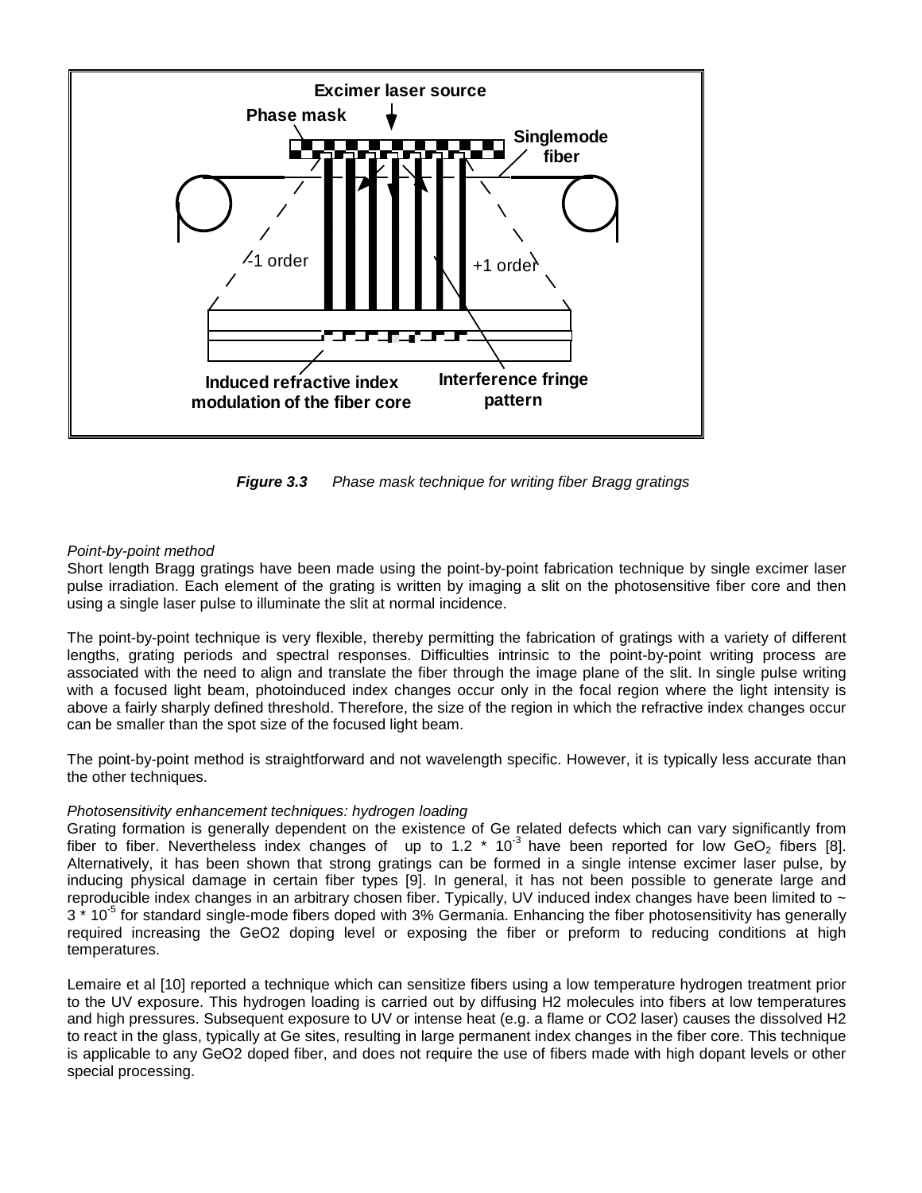**Figure 3.3** *Phase mask technique for writing fiber Bragg gratings*

*Point-by-point method*

Short length Bragg gratings have been made using the point-by-point fabrication technique by single excimer laser pulse irradiation. Each element of the grating is written by imaging a slit on the photosensitive fiber core and then using a single laser pulse to illuminate the slit at normal incidence.

The point-by-point technique is very flexible, thereby permitting the fabrication of gratings with a variety of different lengths, grating periods and spectral responses. Difficulties intrinsic to the point-by-point writing process are associated with the need to align and translate the fiber through the image plane of the slit. In single pulse writing with a focused light beam, photoinduced index changes occur only in the focal region where the light intensity is above a fairly sharply defined threshold. Therefore, the size of the region in which the refractive index changes occur can be smaller than the spot size of the focused light beam.

The point-by-point method is straightforward and not wavelength specific. However, it is typically less accurate than the other techniques.

*Photosensitivity enhancement techniques: hydrogen loading*

Grating formation is generally dependent on the existence of Ge related defects which can vary significantly from fiber to fiber. Nevertheless index changes of up to $1.2 * 10^{-3}$ have been reported for low $GeO_2$ fibers [8]. Alternatively, it has been shown that strong gratings can be formed in a single intense excimer laser pulse, by inducing physical damage in certain fiber types [9]. In general, it has not been possible to generate large and reproducible index changes in an arbitrary chosen fiber. Typically, UV induced index changes have been limited to ~ $3 * 10^{-5}$ for standard single-mode fibers doped with 3% Germania. Enhancing the fiber photosensitivity has generally required increasing the GeO2 doping level or exposing the fiber or preform to reducing conditions at high temperatures.

Lemaire et al [10] reported a technique which can sensitize fibers using a low temperature hydrogen treatment prior to the UV exposure. This hydrogen loading is carried out by diffusing H2 molecules into fibers at low temperatures and high pressures. Subsequent exposure to UV or intense heat (e.g. a flame or CO2 laser) causes the dissolved H2 to react in the glass, typically at Ge sites, resulting in large permanent index changes in the fiber core. This technique is applicable to any GeO2 doped fiber, and does not require the use of fibers made with high dopant levels or other special processing.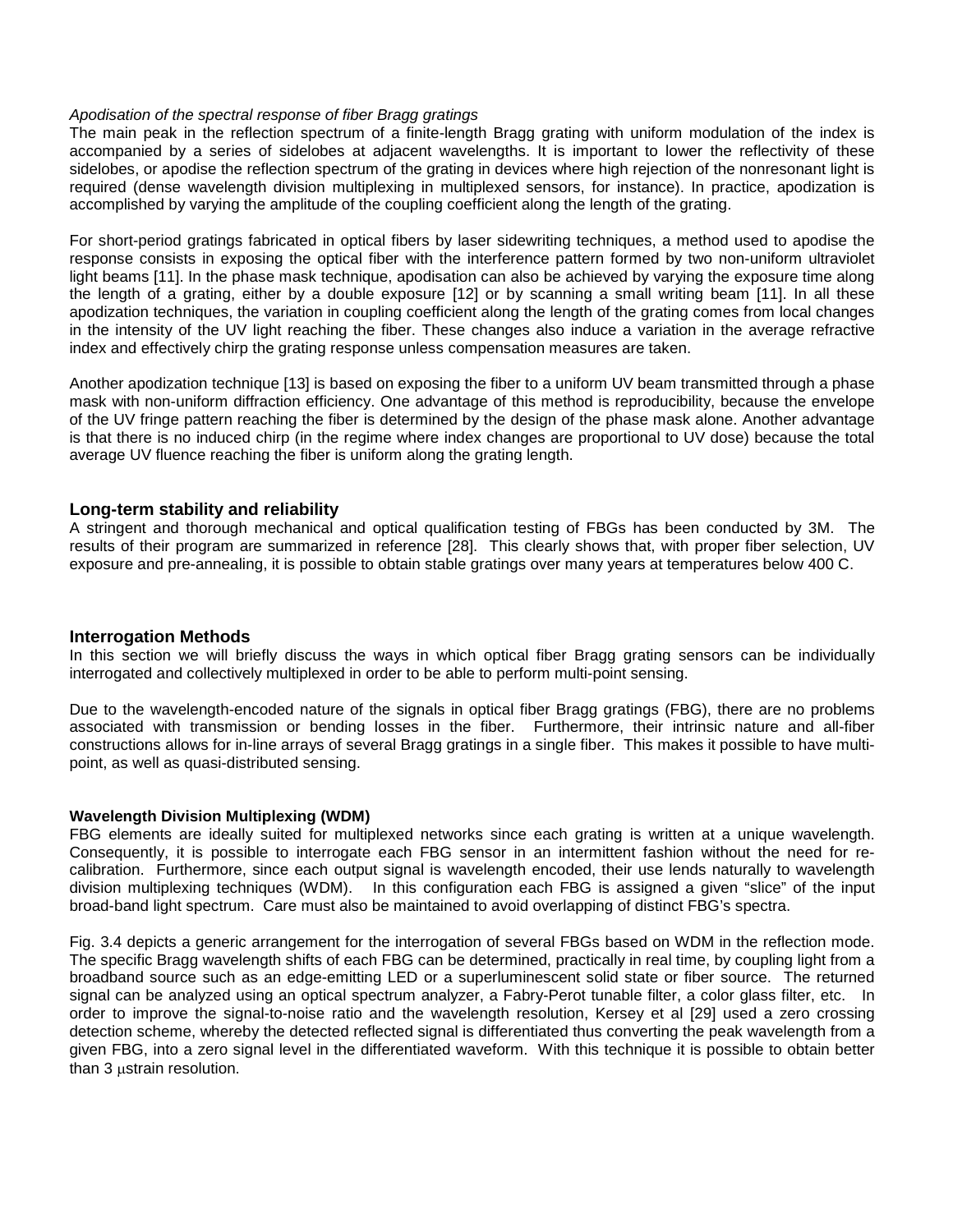*Apodisation of the spectral response of fiber Bragg gratings*

The main peak in the reflection spectrum of a finite-length Bragg grating with uniform modulation of the index is accompanied by a series of sidelobes at adjacent wavelengths. It is important to lower the reflectivity of these sidelobes, or apodise the reflection spectrum of the grating in devices where high rejection of the nonresonant light is required (dense wavelength division multiplexing in multiplexed sensors, for instance). In practice, apodization is accomplished by varying the amplitude of the coupling coefficient along the length of the grating.

For short-period gratings fabricated in optical fibers by laser sidewriting techniques, a method used to apodise the response consists in exposing the optical fiber with the interference pattern formed by two non-uniform ultraviolet light beams [11]. In the phase mask technique, apodisation can also be achieved by varying the exposure time along the length of a grating, either by a double exposure [12] or by scanning a small writing beam [11]. In all these apodization techniques, the variation in coupling coefficient along the length of the grating comes from local changes in the intensity of the UV light reaching the fiber. These changes also induce a variation in the average refractive index and effectively chirp the grating response unless compensation measures are taken.

Another apodization technique [13] is based on exposing the fiber to a uniform UV beam transmitted through a phase mask with non-uniform diffraction efficiency. One advantage of this method is reproducibility, because the envelope of the UV fringe pattern reaching the fiber is determined by the design of the phase mask alone. Another advantage is that there is no induced chirp (in the regime where index changes are proportional to UV dose) because the total average UV fluence reaching the fiber is uniform along the grating length.

## Long-term stability and reliability

A stringent and thorough mechanical and optical qualification testing of FBGs has been conducted by 3M. The results of their program are summarized in reference [28]. This clearly shows that, with proper fiber selection, UV exposure and pre-annealing, it is possible to obtain stable gratings over many years at temperatures below 400 C.

## Interrogation Methods

In this section we will briefly discuss the ways in which optical fiber Bragg grating sensors can be individually interrogated and collectively multiplexed in order to be able to perform multi-point sensing.

Due to the wavelength-encoded nature of the signals in optical fiber Bragg gratings (FBG), there are no problems associated with transmission or bending losses in the fiber. Furthermore, their intrinsic nature and all-fiber constructions allows for in-line arrays of several Bragg gratings in a single fiber. This makes it possible to have multi-point, as well as quasi-distributed sensing.

### Wavelength Division Multiplexing (WDM)

FBG elements are ideally suited for multiplexed networks since each grating is written at a unique wavelength. Consequently, it is possible to interrogate each FBG sensor in an intermittent fashion without the need for re-calibration. Furthermore, since each output signal is wavelength encoded, their use lends naturally to wavelength division multiplexing techniques (WDM). In this configuration each FBG is assigned a given "slice" of the input broad-band light spectrum. Care must also be maintained to avoid overlapping of distinct FBG's spectra.

Fig. 3.4 depicts a generic arrangement for the interrogation of several FBGs based on WDM in the reflection mode. The specific Bragg wavelength shifts of each FBG can be determined, practically in real time, by coupling light from a broadband source such as an edge-emitting LED or a superluminescent solid state or fiber source. The returned signal can be analyzed using an optical spectrum analyzer, a Fabry-Perot tunable filter, a color glass filter, etc. In order to improve the signal-to-noise ratio and the wavelength resolution, Kersey et al [29] used a zero crossing detection scheme, whereby the detected reflected signal is differentiated thus converting the peak wavelength from a given FBG, into a zero signal level in the differentiated waveform. With this technique it is possible to obtain better than 3 μstrain resolution.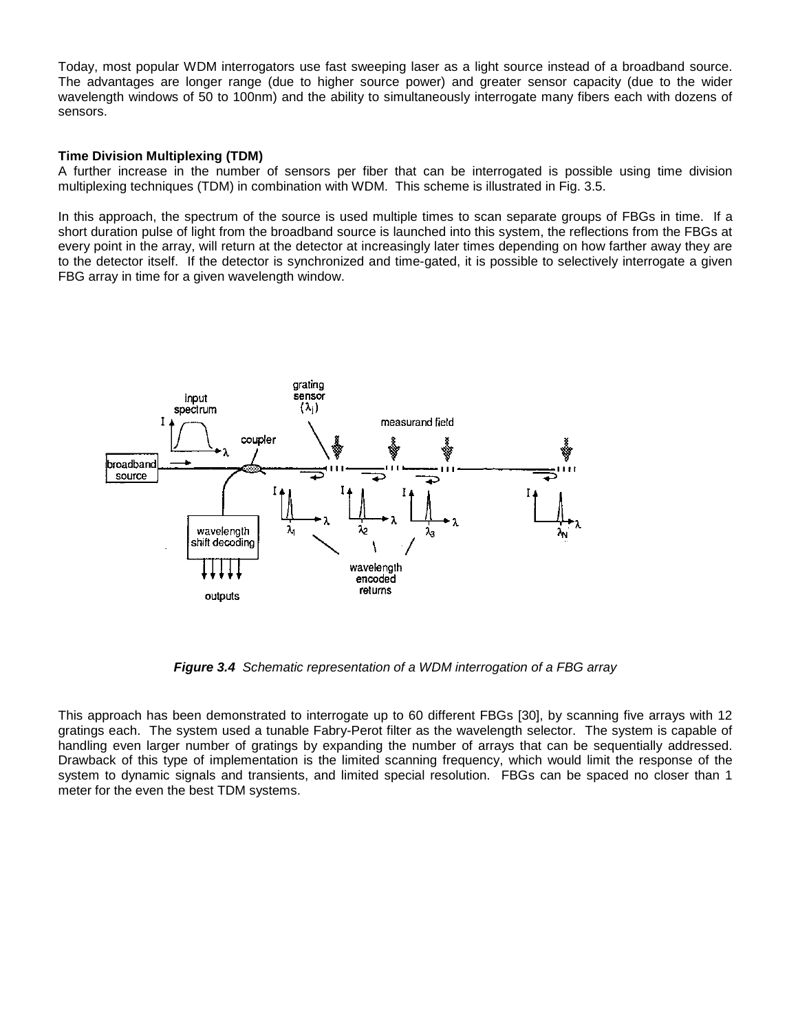Today, most popular WDM interrogators use fast sweeping laser as a light source instead of a broadband source. The advantages are longer range (due to higher source power) and greater sensor capacity (due to the wider wavelength windows of 50 to 100nm) and the ability to simultaneously interrogate many fibers each with dozens of sensors.

**Time Division Multiplexing (TDM)**

A further increase in the number of sensors per fiber that can be interrogated is possible using time division multiplexing techniques (TDM) in combination with WDM. This scheme is illustrated in Fig. 3.5.

In this approach, the spectrum of the source is used multiple times to scan separate groups of FBGs in time. If a short duration pulse of light from the broadband source is launched into this system, the reflections from the FBGs at every point in the array, will return at the detector at increasingly later times depending on how farther away they are to the detector itself. If the detector is synchronized and time-gated, it is possible to selectively interrogate a given FBG array in time for a given wavelength window.

***Figure 3.4*** *Schematic representation of a WDM interrogation of a FBG array*

This approach has been demonstrated to interrogate up to 60 different FBGs [30], by scanning five arrays with 12 gratings each. The system used a tunable Fabry-Perot filter as the wavelength selector. The system is capable of handling even larger number of gratings by expanding the number of arrays that can be sequentially addressed. Drawback of this type of implementation is the limited scanning frequency, which would limit the response of the system to dynamic signals and transients, and limited special resolution. FBGs can be spaced no closer than 1 meter for the even the best TDM systems.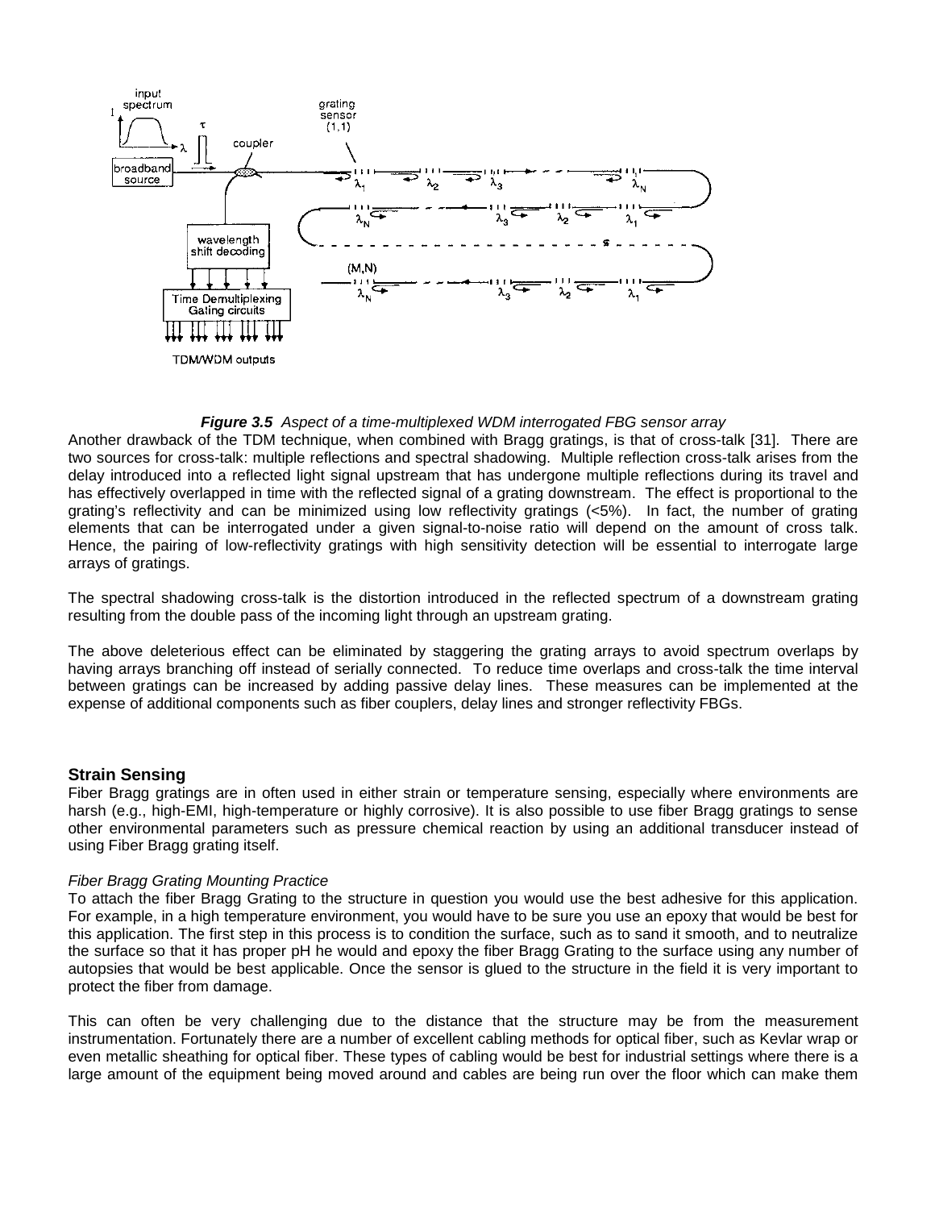***Figure 3.5** Aspect of a time-multiplexed WDM interrogated FBG sensor array*

Another drawback of the TDM technique, when combined with Bragg gratings, is that of cross-talk [31]. There are two sources for cross-talk: multiple reflections and spectral shadowing. Multiple reflection cross-talk arises from the delay introduced into a reflected light signal upstream that has undergone multiple reflections during its travel and has effectively overlapped in time with the reflected signal of a grating downstream. The effect is proportional to the grating's reflectivity and can be minimized using low reflectivity gratings (<5%). In fact, the number of grating elements that can be interrogated under a given signal-to-noise ratio will depend on the amount of cross talk. Hence, the pairing of low-reflectivity gratings with high sensitivity detection will be essential to interrogate large arrays of gratings.

The spectral shadowing cross-talk is the distortion introduced in the reflected spectrum of a downstream grating resulting from the double pass of the incoming light through an upstream grating.

The above deleterious effect can be eliminated by staggering the grating arrays to avoid spectrum overlaps by having arrays branching off instead of serially connected. To reduce time overlaps and cross-talk the time interval between gratings can be increased by adding passive delay lines. These measures can be implemented at the expense of additional components such as fiber couplers, delay lines and stronger reflectivity FBGs.

## Strain Sensing

Fiber Bragg gratings are in often used in either strain or temperature sensing, especially where environments are harsh (e.g., high-EMI, high-temperature or highly corrosive). It is also possible to use fiber Bragg gratings to sense other environmental parameters such as pressure chemical reaction by using an additional transducer instead of using Fiber Bragg grating itself.

### *Fiber Bragg Grating Mounting Practice*

To attach the fiber Bragg Grating to the structure in question you would use the best adhesive for this application. For example, in a high temperature environment, you would have to be sure you use an epoxy that would be best for this application. The first step in this process is to condition the surface, such as to sand it smooth, and to neutralize the surface so that it has proper pH he would and epoxy the fiber Bragg Grating to the surface using any number of autopsies that would be best applicable. Once the sensor is glued to the structure in the field it is very important to protect the fiber from damage.

This can often be very challenging due to the distance that the structure may be from the measurement instrumentation. Fortunately there are a number of excellent cabling methods for optical fiber, such as Kevlar wrap or even metallic sheathing for optical fiber. These types of cabling would be best for industrial settings where there is a large amount of the equipment being moved around and cables are being run over the floor which can make them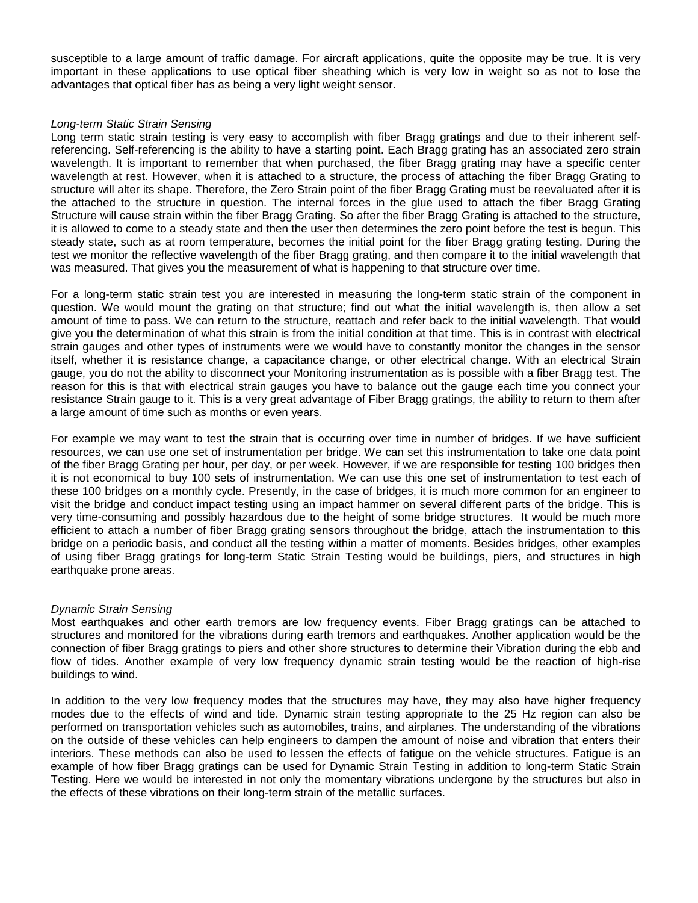susceptible to a large amount of traffic damage. For aircraft applications, quite the opposite may be true. It is very important in these applications to use optical fiber sheathing which is very low in weight so as not to lose the advantages that optical fiber has as being a very light weight sensor.

### *Long-term Static Strain Sensing*

Long term static strain testing is very easy to accomplish with fiber Bragg gratings and due to their inherent self-referencing. Self-referencing is the ability to have a starting point. Each Bragg grating has an associated zero strain wavelength. It is important to remember that when purchased, the fiber Bragg grating may have a specific center wavelength at rest. However, when it is attached to a structure, the process of attaching the fiber Bragg Grating to structure will alter its shape. Therefore, the Zero Strain point of the fiber Bragg Grating must be reevaluated after it is the attached to the structure in question. The internal forces in the glue used to attach the fiber Bragg Grating Structure will cause strain within the fiber Bragg Grating. So after the fiber Bragg Grating is attached to the structure, it is allowed to come to a steady state and then the user then determines the zero point before the test is begun. This steady state, such as at room temperature, becomes the initial point for the fiber Bragg grating testing. During the test we monitor the reflective wavelength of the fiber Bragg grating, and then compare it to the initial wavelength that was measured. That gives you the measurement of what is happening to that structure over time.

For a long-term static strain test you are interested in measuring the long-term static strain of the component in question. We would mount the grating on that structure; find out what the initial wavelength is, then allow a set amount of time to pass. We can return to the structure, reattach and refer back to the initial wavelength. That would give you the determination of what this strain is from the initial condition at that time. This is in contrast with electrical strain gauges and other types of instruments were we would have to constantly monitor the changes in the sensor itself, whether it is resistance change, a capacitance change, or other electrical change. With an electrical Strain gauge, you do not the ability to disconnect your Monitoring instrumentation as is possible with a fiber Bragg test. The reason for this is that with electrical strain gauges you have to balance out the gauge each time you connect your resistance Strain gauge to it. This is a very great advantage of Fiber Bragg gratings, the ability to return to them after a large amount of time such as months or even years.

For example we may want to test the strain that is occurring over time in number of bridges. If we have sufficient resources, we can use one set of instrumentation per bridge. We can set this instrumentation to take one data point of the fiber Bragg Grating per hour, per day, or per week. However, if we are responsible for testing 100 bridges then it is not economical to buy 100 sets of instrumentation. We can use this one set of instrumentation to test each of these 100 bridges on a monthly cycle. Presently, in the case of bridges, it is much more common for an engineer to visit the bridge and conduct impact testing using an impact hammer on several different parts of the bridge. This is very time-consuming and possibly hazardous due to the height of some bridge structures. It would be much more efficient to attach a number of fiber Bragg grating sensors throughout the bridge, attach the instrumentation to this bridge on a periodic basis, and conduct all the testing within a matter of moments. Besides bridges, other examples of using fiber Bragg gratings for long-term Static Strain Testing would be buildings, piers, and structures in high earthquake prone areas.

### *Dynamic Strain Sensing*

Most earthquakes and other earth tremors are low frequency events. Fiber Bragg gratings can be attached to structures and monitored for the vibrations during earth tremors and earthquakes. Another application would be the connection of fiber Bragg gratings to piers and other shore structures to determine their Vibration during the ebb and flow of tides. Another example of very low frequency dynamic strain testing would be the reaction of high-rise buildings to wind.

In addition to the very low frequency modes that the structures may have, they may also have higher frequency modes due to the effects of wind and tide. Dynamic strain testing appropriate to the 25 Hz region can also be performed on transportation vehicles such as automobiles, trains, and airplanes. The understanding of the vibrations on the outside of these vehicles can help engineers to dampen the amount of noise and vibration that enters their interiors. These methods can also be used to lessen the effects of fatigue on the vehicle structures. Fatigue is an example of how fiber Bragg gratings can be used for Dynamic Strain Testing in addition to long-term Static Strain Testing. Here we would be interested in not only the momentary vibrations undergone by the structures but also in the effects of these vibrations on their long-term strain of the metallic surfaces.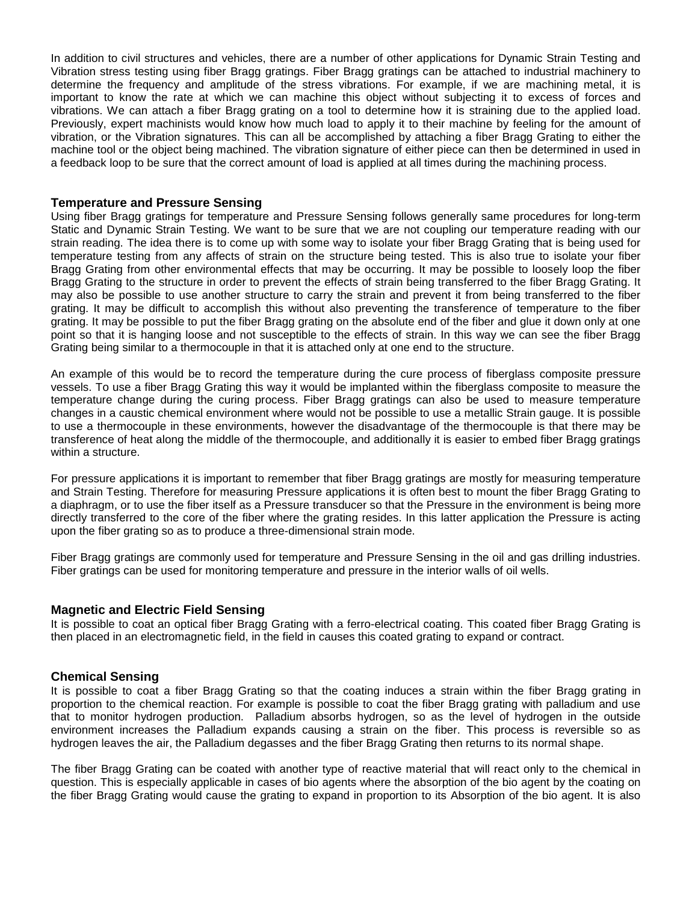In addition to civil structures and vehicles, there are a number of other applications for Dynamic Strain Testing and Vibration stress testing using fiber Bragg gratings. Fiber Bragg gratings can be attached to industrial machinery to determine the frequency and amplitude of the stress vibrations. For example, if we are machining metal, it is important to know the rate at which we can machine this object without subjecting it to excess of forces and vibrations. We can attach a fiber Bragg grating on a tool to determine how it is straining due to the applied load. Previously, expert machinists would know how much load to apply it to their machine by feeling for the amount of vibration, or the Vibration signatures. This can all be accomplished by attaching a fiber Bragg Grating to either the machine tool or the object being machined. The vibration signature of either piece can then be determined in used in a feedback loop to be sure that the correct amount of load is applied at all times during the machining process.

### Temperature and Pressure Sensing

Using fiber Bragg gratings for temperature and Pressure Sensing follows generally same procedures for long-term Static and Dynamic Strain Testing. We want to be sure that we are not coupling our temperature reading with our strain reading. The idea there is to come up with some way to isolate your fiber Bragg Grating that is being used for temperature testing from any affects of strain on the structure being tested. This is also true to isolate your fiber Bragg Grating from other environmental effects that may be occurring. It may be possible to loosely loop the fiber Bragg Grating to the structure in order to prevent the effects of strain being transferred to the fiber Bragg Grating. It may also be possible to use another structure to carry the strain and prevent it from being transferred to the fiber grating. It may be difficult to accomplish this without also preventing the transference of temperature to the fiber grating. It may be possible to put the fiber Bragg grating on the absolute end of the fiber and glue it down only at one point so that it is hanging loose and not susceptible to the effects of strain. In this way we can see the fiber Bragg Grating being similar to a thermocouple in that it is attached only at one end to the structure.

An example of this would be to record the temperature during the cure process of fiberglass composite pressure vessels. To use a fiber Bragg Grating this way it would be implanted within the fiberglass composite to measure the temperature change during the curing process. Fiber Bragg gratings can also be used to measure temperature changes in a caustic chemical environment where would not be possible to use a metallic Strain gauge. It is possible to use a thermocouple in these environments, however the disadvantage of the thermocouple is that there may be transference of heat along the middle of the thermocouple, and additionally it is easier to embed fiber Bragg gratings within a structure.

For pressure applications it is important to remember that fiber Bragg gratings are mostly for measuring temperature and Strain Testing. Therefore for measuring Pressure applications it is often best to mount the fiber Bragg Grating to a diaphragm, or to use the fiber itself as a Pressure transducer so that the Pressure in the environment is being more directly transferred to the core of the fiber where the grating resides. In this latter application the Pressure is acting upon the fiber grating so as to produce a three-dimensional strain mode.

Fiber Bragg gratings are commonly used for temperature and Pressure Sensing in the oil and gas drilling industries. Fiber gratings can be used for monitoring temperature and pressure in the interior walls of oil wells.

### Magnetic and Electric Field Sensing

It is possible to coat an optical fiber Bragg Grating with a ferro-electrical coating. This coated fiber Bragg Grating is then placed in an electromagnetic field, in the field in causes this coated grating to expand or contract.

### Chemical Sensing

It is possible to coat a fiber Bragg Grating so that the coating induces a strain within the fiber Bragg grating in proportion to the chemical reaction. For example is possible to coat the fiber Bragg grating with palladium and use that to monitor hydrogen production. Palladium absorbs hydrogen, so as the level of hydrogen in the outside environment increases the Palladium expands causing a strain on the fiber. This process is reversible so as hydrogen leaves the air, the Palladium degasses and the fiber Bragg Grating then returns to its normal shape.

The fiber Bragg Grating can be coated with another type of reactive material that will react only to the chemical in question. This is especially applicable in cases of bio agents where the absorption of the bio agent by the coating on the fiber Bragg Grating would cause the grating to expand in proportion to its Absorption of the bio agent. It is also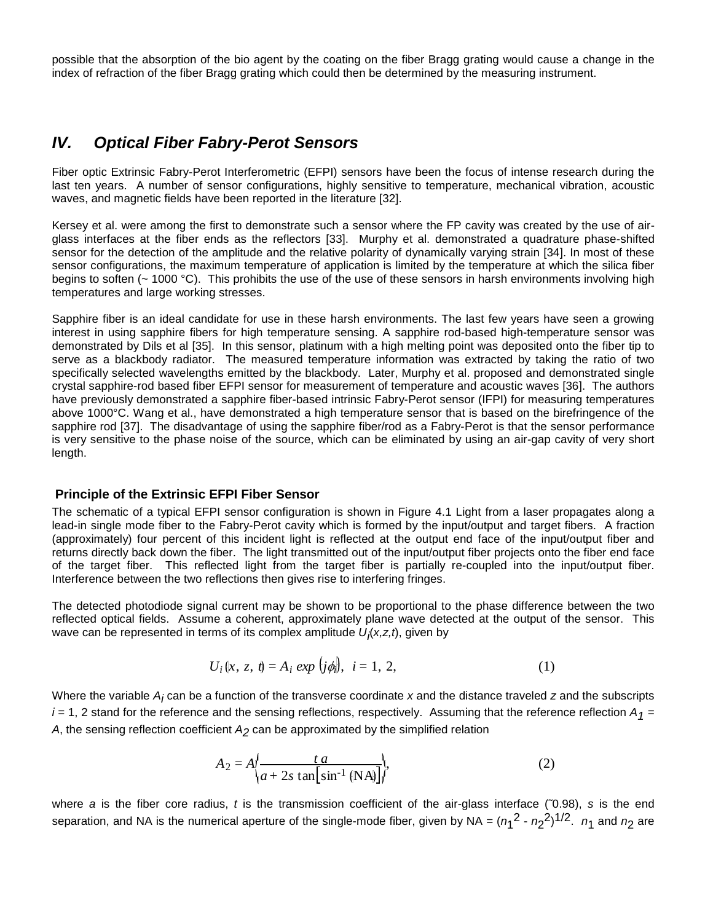possible that the absorption of the bio agent by the coating on the fiber Bragg grating would cause a change in the index of refraction of the fiber Bragg grating which could then be determined by the measuring instrument.

## *IV. Optical Fiber Fabry-Perot Sensors*

Fiber optic Extrinsic Fabry-Perot Interferometric (EFPI) sensors have been the focus of intense research during the last ten years. A number of sensor configurations, highly sensitive to temperature, mechanical vibration, acoustic waves, and magnetic fields have been reported in the literature [32].

Kersey et al. were among the first to demonstrate such a sensor where the FP cavity was created by the use of air-glass interfaces at the fiber ends as the reflectors [33]. Murphy et al. demonstrated a quadrature phase-shifted sensor for the detection of the amplitude and the relative polarity of dynamically varying strain [34]. In most of these sensor configurations, the maximum temperature of application is limited by the temperature at which the silica fiber begins to soften (~ 1000 °C). This prohibits the use of the use of these sensors in harsh environments involving high temperatures and large working stresses.

Sapphire fiber is an ideal candidate for use in these harsh environments. The last few years have seen a growing interest in using sapphire fibers for high temperature sensing. A sapphire rod-based high-temperature sensor was demonstrated by Dils et al [35]. In this sensor, platinum with a high melting point was deposited onto the fiber tip to serve as a blackbody radiator. The measured temperature information was extracted by taking the ratio of two specifically selected wavelengths emitted by the blackbody. Later, Murphy et al. proposed and demonstrated single crystal sapphire-rod based fiber EFPI sensor for measurement of temperature and acoustic waves [36]. The authors have previously demonstrated a sapphire fiber-based intrinsic Fabry-Perot sensor (IFPI) for measuring temperatures above 1000°C. Wang et al., have demonstrated a high temperature sensor that is based on the birefringence of the sapphire rod [37]. The disadvantage of using the sapphire fiber/rod as a Fabry-Perot is that the sensor performance is very sensitive to the phase noise of the source, which can be eliminated by using an air-gap cavity of very short length.

### Principle of the Extrinsic EFPI Fiber Sensor

The schematic of a typical EFPI sensor configuration is shown in Figure 4.1 Light from a laser propagates along a lead-in single mode fiber to the Fabry-Perot cavity which is formed by the input/output and target fibers. A fraction (approximately) four percent of this incident light is reflected at the output end face of the input/output fiber and returns directly back down the fiber. The light transmitted out of the input/output fiber projects onto the fiber end face of the target fiber. This reflected light from the target fiber is partially re-coupled into the input/output fiber. Interference between the two reflections then gives rise to interfering fringes.

The detected photodiode signal current may be shown to be proportional to the phase difference between the two reflected optical fields. Assume a coherent, approximately plane wave detected at the output of the sensor. This wave can be represented in terms of its complex amplitude $U_i(x,z,t)$, given by

$$U_i(x, z, t) = A_i \exp(j\phi_i), \quad i = 1, 2, \tag{1}$$

Where the variable $A_i$ can be a function of the transverse coordinate $x$ and the distance traveled $z$ and the subscripts $i$ = 1, 2 stand for the reference and the sensing reflections, respectively. Assuming that the reference reflection $A_1 = A$, the sensing reflection coefficient $A_2$ can be approximated by the simplified relation

$$A_2 = A\left(\frac{t\,a}{a + 2s\tan\left[\sin^{-1}(\mathrm{NA})\right]}\right), \tag{2}$$

where $a$ is the fiber core radius, $t$ is the transmission coefficient of the air-glass interface (~0.98), $s$ is the end separation, and NA is the numerical aperture of the single-mode fiber, given by NA = $(n_1^2 - n_2^2)^{1/2}$. $n_1$ and $n_2$ are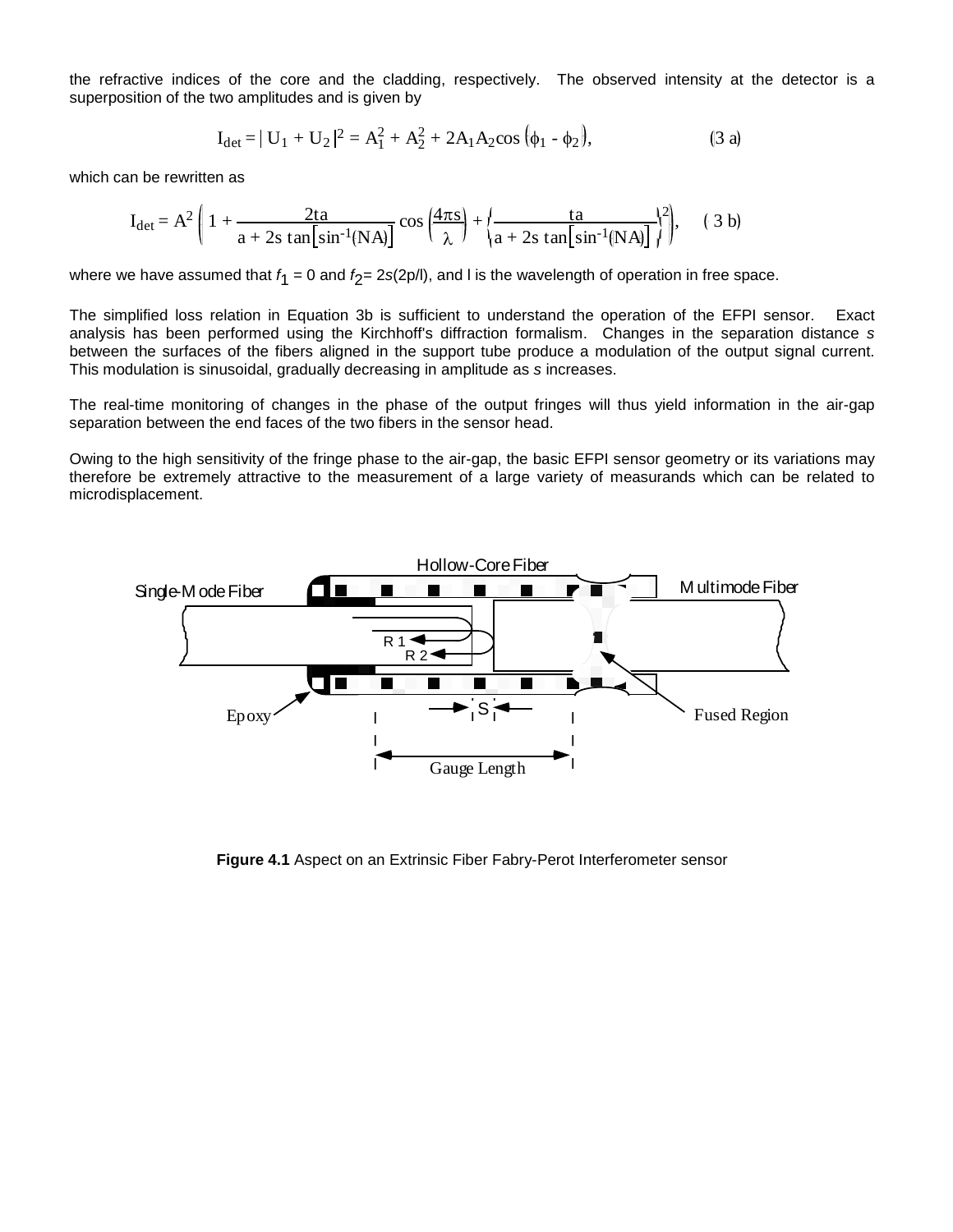the refractive indices of the core and the cladding, respectively. The observed intensity at the detector is a superposition of the two amplitudes and is given by

$$I_{det} = | U_1 + U_2 |^2 = A_1^2 + A_2^2 + 2A_1A_2\cos\left(\phi_1 - \phi_2\right), \tag{3 a}$$

which can be rewritten as

$$I_{det} = A^2 \left( 1 + \frac{2ta}{a + 2s\tan\left[\sin^{-1}(NA)\right]} \cos\left(\frac{4\pi s}{\lambda}\right) + \left\{\frac{ta}{a + 2s\tan\left[\sin^{-1}(NA)\right]}\right\}^2 \right), \tag{3 b}$$

where we have assumed that $f_1 = 0$ and $f_2 = 2s(2p/l)$, and l is the wavelength of operation in free space.

The simplified loss relation in Equation 3b is sufficient to understand the operation of the EFPI sensor. Exact analysis has been performed using the Kirchhoff's diffraction formalism. Changes in the separation distance *s* between the surfaces of the fibers aligned in the support tube produce a modulation of the output signal current. This modulation is sinusoidal, gradually decreasing in amplitude as *s* increases.

The real-time monitoring of changes in the phase of the output fringes will thus yield information in the air-gap separation between the end faces of the two fibers in the sensor head.

Owing to the high sensitivity of the fringe phase to the air-gap, the basic EFPI sensor geometry or its variations may therefore be extremely attractive to the measurement of a large variety of measurands which can be related to microdisplacement.

**Figure 4.1** Aspect on an Extrinsic Fiber Fabry-Perot Interferometer sensor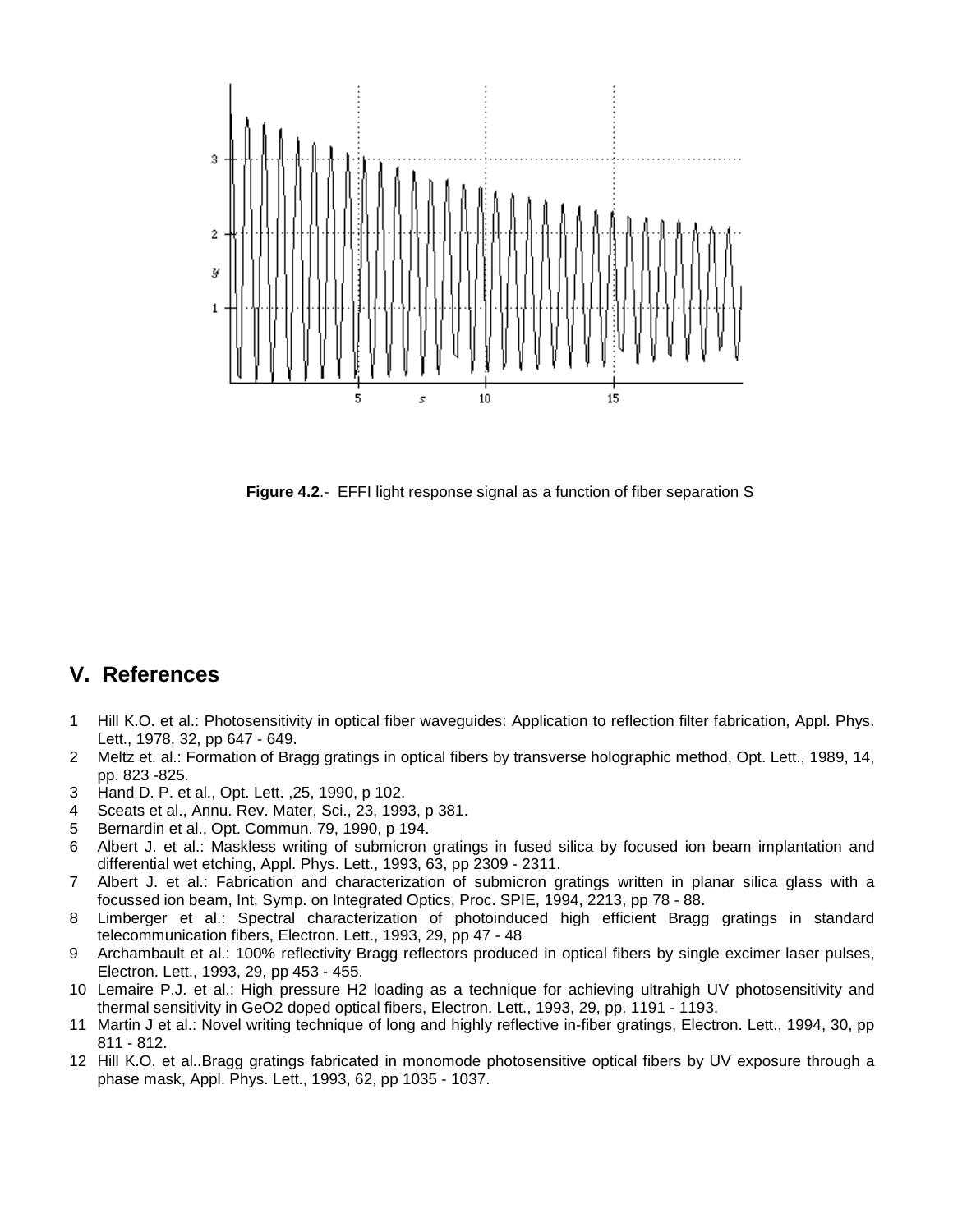**Figure 4.2**.- EFFI light response signal as a function of fiber separation S

## V. References

1. Hill K.O. et al.: Photosensitivity in optical fiber waveguides: Application to reflection filter fabrication, Appl. Phys. Lett., 1978, 32, pp 647 - 649.
2. Meltz et. al.: Formation of Bragg gratings in optical fibers by transverse holographic method, Opt. Lett., 1989, 14, pp. 823 -825.
3. Hand D. P. et al., Opt. Lett. ,25, 1990, p 102.
4. Sceats et al., Annu. Rev. Mater, Sci., 23, 1993, p 381.
5. Bernardin et al., Opt. Commun. 79, 1990, p 194.
6. Albert J. et al.: Maskless writing of submicron gratings in fused silica by focused ion beam implantation and differential wet etching, Appl. Phys. Lett., 1993, 63, pp 2309 - 2311.
7. Albert J. et al.: Fabrication and characterization of submicron gratings written in planar silica glass with a focussed ion beam, Int. Symp. on Integrated Optics, Proc. SPIE, 1994, 2213, pp 78 - 88.
8. Limberger et al.: Spectral characterization of photoinduced high efficient Bragg gratings in standard telecommunication fibers, Electron. Lett., 1993, 29, pp 47 - 48
9. Archambault et al.: 100% reflectivity Bragg reflectors produced in optical fibers by single excimer laser pulses, Electron. Lett., 1993, 29, pp 453 - 455.
10. Lemaire P.J. et al.: High pressure H2 loading as a technique for achieving ultrahigh UV photosensitivity and thermal sensitivity in GeO2 doped optical fibers, Electron. Lett., 1993, 29, pp. 1191 - 1193.
11. Martin J et al.: Novel writing technique of long and highly reflective in-fiber gratings, Electron. Lett., 1994, 30, pp 811 - 812.
12. Hill K.O. et al..Bragg gratings fabricated in monomode photosensitive optical fibers by UV exposure through a phase mask, Appl. Phys. Lett., 1993, 62, pp 1035 - 1037.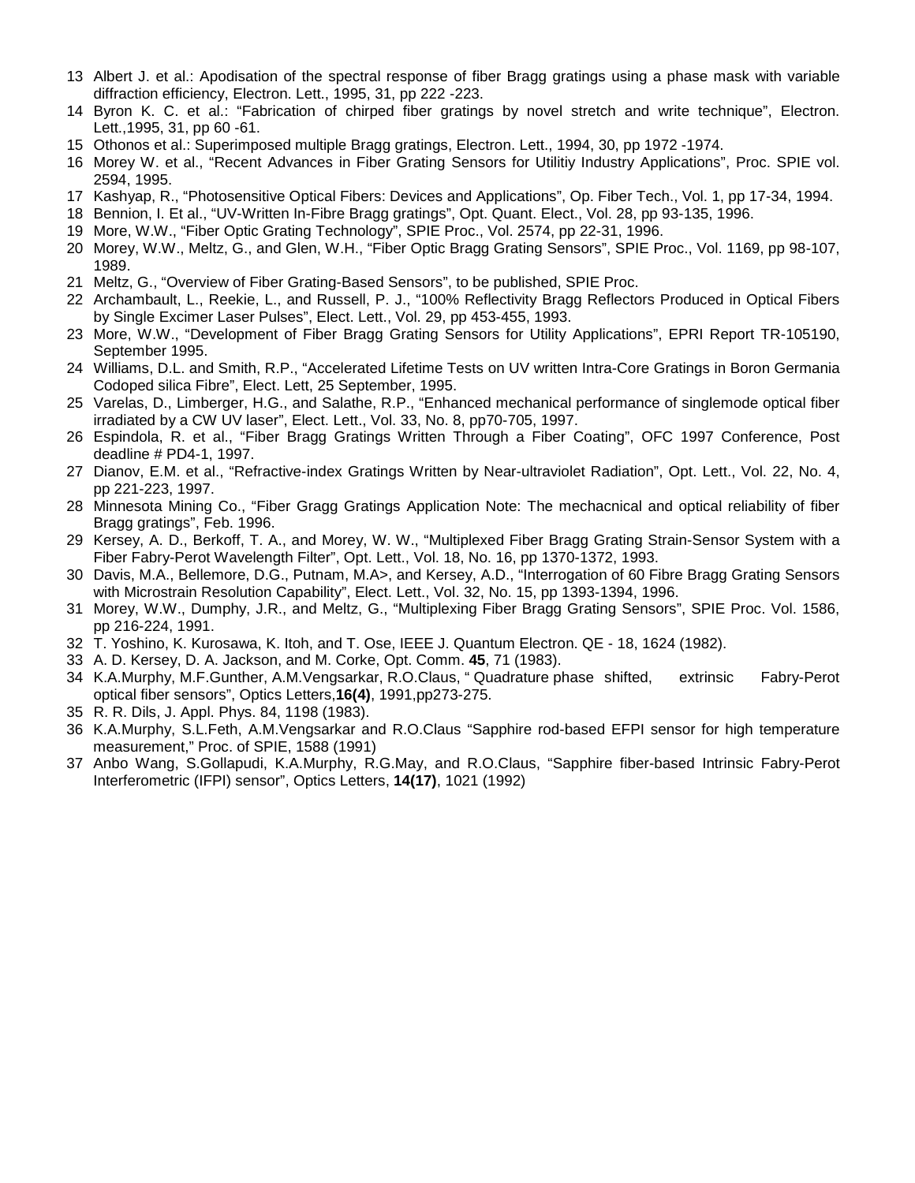13 Albert J. et al.: Apodisation of the spectral response of fiber Bragg gratings using a phase mask with variable diffraction efficiency, Electron. Lett., 1995, 31, pp 222 -223.

14 Byron K. C. et al.: "Fabrication of chirped fiber gratings by novel stretch and write technique", Electron. Lett.,1995, 31, pp 60 -61.

15 Othonos et al.: Superimposed multiple Bragg gratings, Electron. Lett., 1994, 30, pp 1972 -1974.

16 Morey W. et al., "Recent Advances in Fiber Grating Sensors for Utilitiy Industry Applications", Proc. SPIE vol. 2594, 1995.

17 Kashyap, R., "Photosensitive Optical Fibers: Devices and Applications", Op. Fiber Tech., Vol. 1, pp 17-34, 1994.

18 Bennion, I. Et al., "UV-Written In-Fibre Bragg gratings", Opt. Quant. Elect., Vol. 28, pp 93-135, 1996.

19 More, W.W., "Fiber Optic Grating Technology", SPIE Proc., Vol. 2574, pp 22-31, 1996.

20 Morey, W.W., Meltz, G., and Glen, W.H., "Fiber Optic Bragg Grating Sensors", SPIE Proc., Vol. 1169, pp 98-107, 1989.

21 Meltz, G., "Overview of Fiber Grating-Based Sensors", to be published, SPIE Proc.

22 Archambault, L., Reekie, L., and Russell, P. J., "100% Reflectivity Bragg Reflectors Produced in Optical Fibers by Single Excimer Laser Pulses", Elect. Lett., Vol. 29, pp 453-455, 1993.

23 More, W.W., "Development of Fiber Bragg Grating Sensors for Utility Applications", EPRI Report TR-105190, September 1995.

24 Williams, D.L. and Smith, R.P., "Accelerated Lifetime Tests on UV written Intra-Core Gratings in Boron Germania Codoped silica Fibre", Elect. Lett, 25 September, 1995.

25 Varelas, D., Limberger, H.G., and Salathe, R.P., "Enhanced mechanical performance of singlemode optical fiber irradiated by a CW UV laser", Elect. Lett., Vol. 33, No. 8, pp70-705, 1997.

26 Espindola, R. et al., "Fiber Bragg Gratings Written Through a Fiber Coating", OFC 1997 Conference, Post deadline # PD4-1, 1997.

27 Dianov, E.M. et al., "Refractive-index Gratings Written by Near-ultraviolet Radiation", Opt. Lett., Vol. 22, No. 4, pp 221-223, 1997.

28 Minnesota Mining Co., "Fiber Gragg Gratings Application Note: The mechacnical and optical reliability of fiber Bragg gratings", Feb. 1996.

29 Kersey, A. D., Berkoff, T. A., and Morey, W. W., "Multiplexed Fiber Bragg Grating Strain-Sensor System with a Fiber Fabry-Perot Wavelength Filter", Opt. Lett., Vol. 18, No. 16, pp 1370-1372, 1993.

30 Davis, M.A., Bellemore, D.G., Putnam, M.A>, and Kersey, A.D., "Interrogation of 60 Fibre Bragg Grating Sensors with Microstrain Resolution Capability", Elect. Lett., Vol. 32, No. 15, pp 1393-1394, 1996.

31 Morey, W.W., Dumphy, J.R., and Meltz, G., "Multiplexing Fiber Bragg Grating Sensors", SPIE Proc. Vol. 1586, pp 216-224, 1991.

32 T. Yoshino, K. Kurosawa, K. Itoh, and T. Ose, IEEE J. Quantum Electron. QE - 18, 1624 (1982).

33 A. D. Kersey, D. A. Jackson, and M. Corke, Opt. Comm. **45**, 71 (1983).

34 K.A.Murphy, M.F.Gunther, A.M.Vengsarkar, R.O.Claus, " Quadrature phase shifted, extrinsic Fabry-Perot optical fiber sensors", Optics Letters,**16(4)**, 1991,pp273-275.

35 R. R. Dils, J. Appl. Phys. 84, 1198 (1983).

36 K.A.Murphy, S.L.Feth, A.M.Vengsarkar and R.O.Claus "Sapphire rod-based EFPI sensor for high temperature measurement," Proc. of SPIE, 1588 (1991)

37 Anbo Wang, S.Gollapudi, K.A.Murphy, R.G.May, and R.O.Claus, "Sapphire fiber-based Intrinsic Fabry-Perot Interferometric (IFPI) sensor", Optics Letters, **14(17)**, 1021 (1992)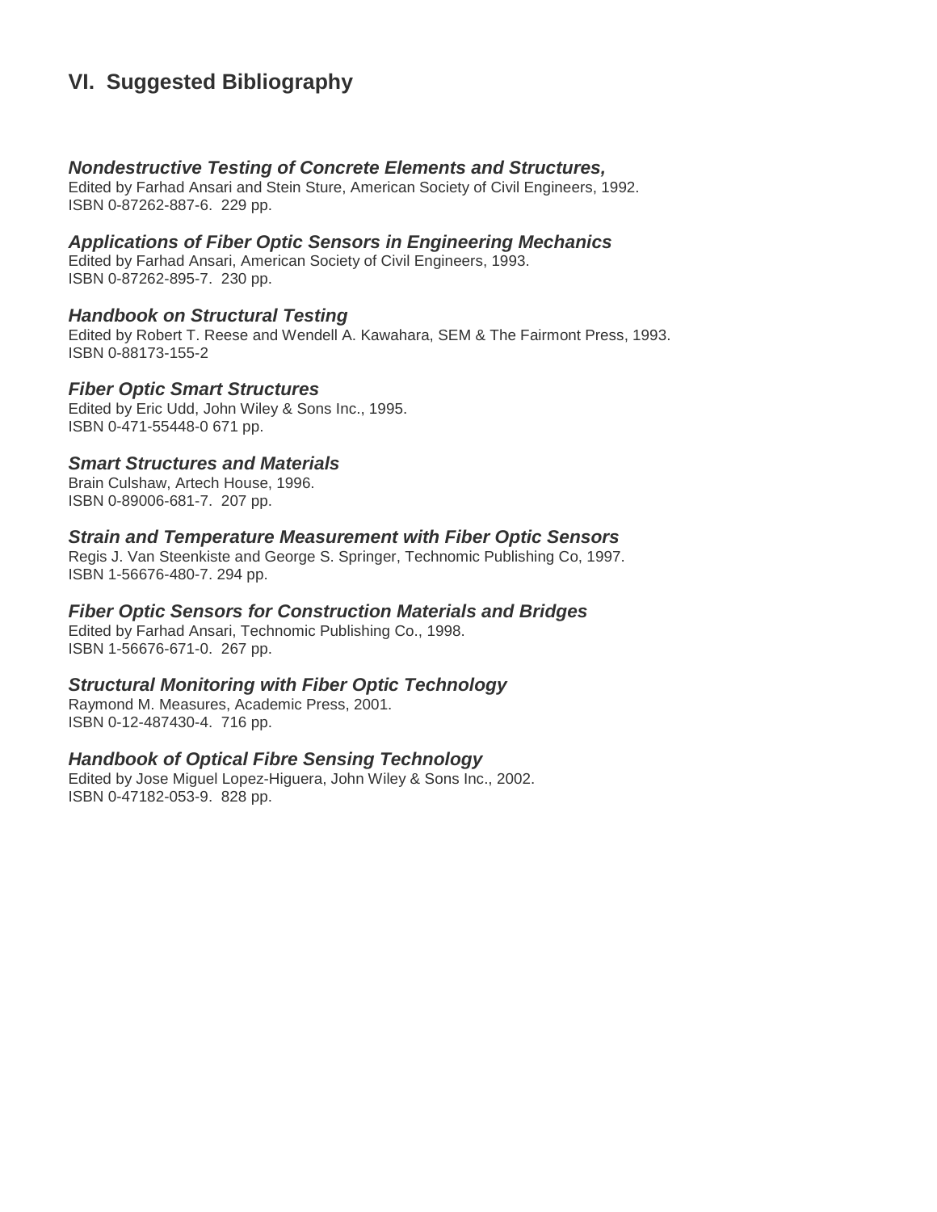## VI. Suggested Bibliography

***Nondestructive Testing of Concrete Elements and Structures,***
Edited by Farhad Ansari and Stein Sture, American Society of Civil Engineers, 1992.
ISBN 0-87262-887-6. 229 pp.

***Applications of Fiber Optic Sensors in Engineering Mechanics***
Edited by Farhad Ansari, American Society of Civil Engineers, 1993.
ISBN 0-87262-895-7. 230 pp.

***Handbook on Structural Testing***
Edited by Robert T. Reese and Wendell A. Kawahara, SEM & The Fairmont Press, 1993.
ISBN 0-88173-155-2

***Fiber Optic Smart Structures***
Edited by Eric Udd, John Wiley & Sons Inc., 1995.
ISBN 0-471-55448-0 671 pp.

***Smart Structures and Materials***
Brain Culshaw, Artech House, 1996.
ISBN 0-89006-681-7. 207 pp.

***Strain and Temperature Measurement with Fiber Optic Sensors***
Regis J. Van Steenkiste and George S. Springer, Technomic Publishing Co, 1997.
ISBN 1-56676-480-7. 294 pp.

***Fiber Optic Sensors for Construction Materials and Bridges***
Edited by Farhad Ansari, Technomic Publishing Co., 1998.
ISBN 1-56676-671-0. 267 pp.

***Structural Monitoring with Fiber Optic Technology***
Raymond M. Measures, Academic Press, 2001.
ISBN 0-12-487430-4. 716 pp.

***Handbook of Optical Fibre Sensing Technology***
Edited by Jose Miguel Lopez-Higuera, John Wiley & Sons Inc., 2002.
ISBN 0-47182-053-9. 828 pp.